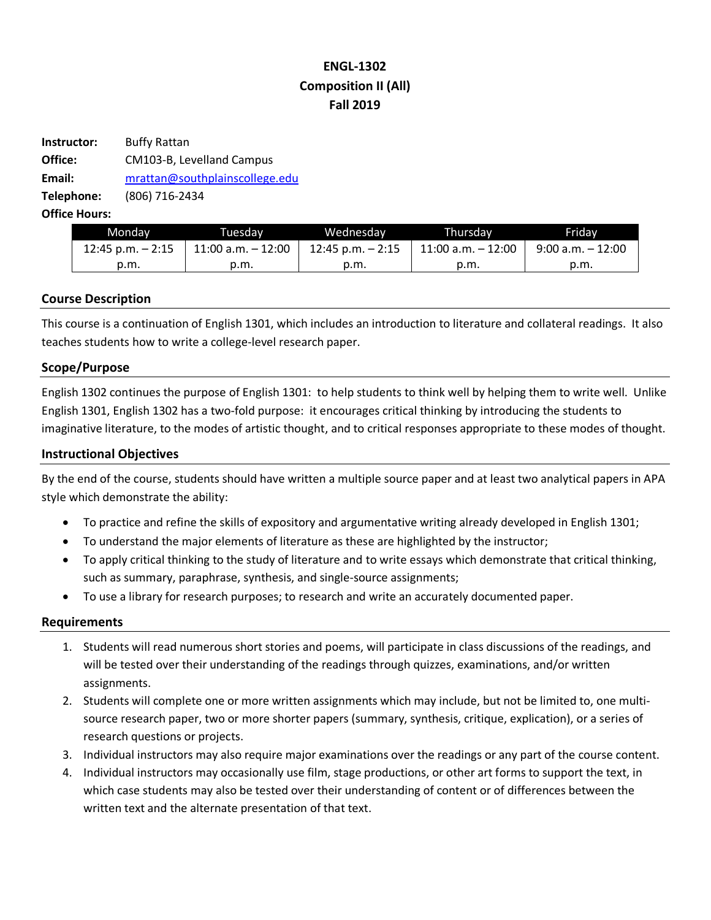# ENGL-1302
# Composition II (All)
# Fall 2019

**Instructor:** Buffy Rattan
**Office:** CM103-B, Levelland Campus
**Email:** mrattan@southplainscollege.edu
**Telephone:** (806) 716-2434
**Office Hours:**

| Monday | Tuesday | Wednesday | Thursday | Friday |
|---|---|---|---|---|
| 12:45 p.m. – 2:15 p.m. | 11:00 a.m. – 12:00 p.m. | 12:45 p.m. – 2:15 p.m. | 11:00 a.m. – 12:00 p.m. | 9:00 a.m. – 12:00 p.m. |

## Course Description

This course is a continuation of English 1301, which includes an introduction to literature and collateral readings. It also teaches students how to write a college-level research paper.

## Scope/Purpose

English 1302 continues the purpose of English 1301: to help students to think well by helping them to write well. Unlike English 1301, English 1302 has a two-fold purpose: it encourages critical thinking by introducing the students to imaginative literature, to the modes of artistic thought, and to critical responses appropriate to these modes of thought.

## Instructional Objectives

By the end of the course, students should have written a multiple source paper and at least two analytical papers in APA style which demonstrate the ability:

- To practice and refine the skills of expository and argumentative writing already developed in English 1301;
- To understand the major elements of literature as these are highlighted by the instructor;
- To apply critical thinking to the study of literature and to write essays which demonstrate that critical thinking, such as summary, paraphrase, synthesis, and single-source assignments;
- To use a library for research purposes; to research and write an accurately documented paper.

## Requirements

1. Students will read numerous short stories and poems, will participate in class discussions of the readings, and will be tested over their understanding of the readings through quizzes, examinations, and/or written assignments.
2. Students will complete one or more written assignments which may include, but not be limited to, one multi-source research paper, two or more shorter papers (summary, synthesis, critique, explication), or a series of research questions or projects.
3. Individual instructors may also require major examinations over the readings or any part of the course content.
4. Individual instructors may occasionally use film, stage productions, or other art forms to support the text, in which case students may also be tested over their understanding of content or of differences between the written text and the alternate presentation of that text.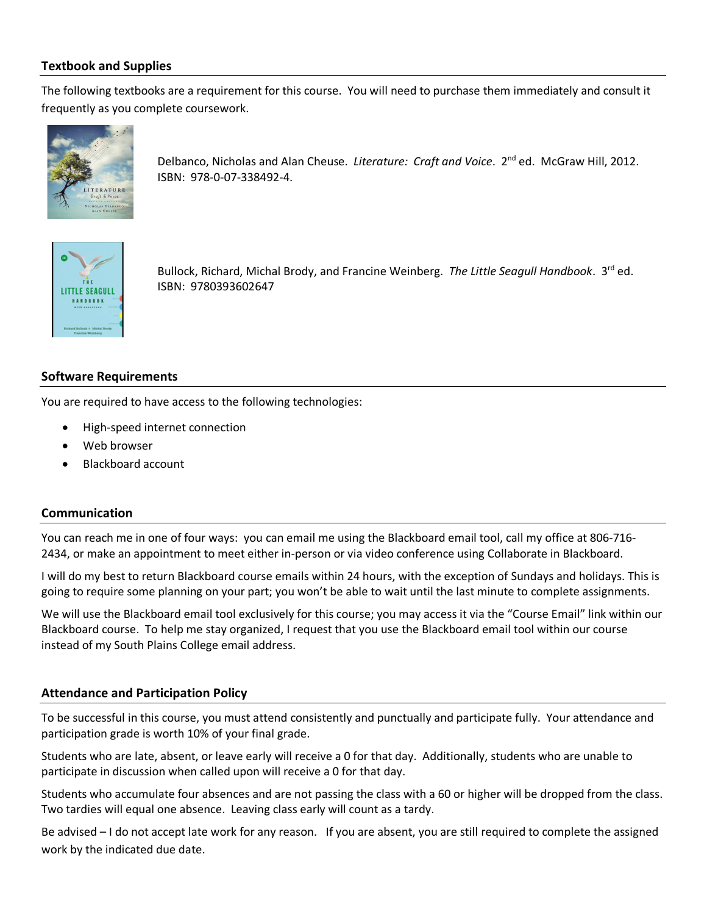## Textbook and Supplies

The following textbooks are a requirement for this course. You will need to purchase them immediately and consult it frequently as you complete coursework.

Delbanco, Nicholas and Alan Cheuse. *Literature: Craft and Voice*. 2nd ed. McGraw Hill, 2012. ISBN: 978-0-07-338492-4.

Bullock, Richard, Michal Brody, and Francine Weinberg. *The Little Seagull Handbook*. 3rd ed. ISBN: 9780393602647

## Software Requirements

You are required to have access to the following technologies:

- High-speed internet connection
- Web browser
- Blackboard account

## Communication

You can reach me in one of four ways: you can email me using the Blackboard email tool, call my office at 806-716-2434, or make an appointment to meet either in-person or via video conference using Collaborate in Blackboard.

I will do my best to return Blackboard course emails within 24 hours, with the exception of Sundays and holidays. This is going to require some planning on your part; you won't be able to wait until the last minute to complete assignments.

We will use the Blackboard email tool exclusively for this course; you may access it via the "Course Email" link within our Blackboard course. To help me stay organized, I request that you use the Blackboard email tool within our course instead of my South Plains College email address.

## Attendance and Participation Policy

To be successful in this course, you must attend consistently and punctually and participate fully. Your attendance and participation grade is worth 10% of your final grade.

Students who are late, absent, or leave early will receive a 0 for that day. Additionally, students who are unable to participate in discussion when called upon will receive a 0 for that day.

Students who accumulate four absences and are not passing the class with a 60 or higher will be dropped from the class. Two tardies will equal one absence. Leaving class early will count as a tardy.

Be advised – I do not accept late work for any reason. If you are absent, you are still required to complete the assigned work by the indicated due date.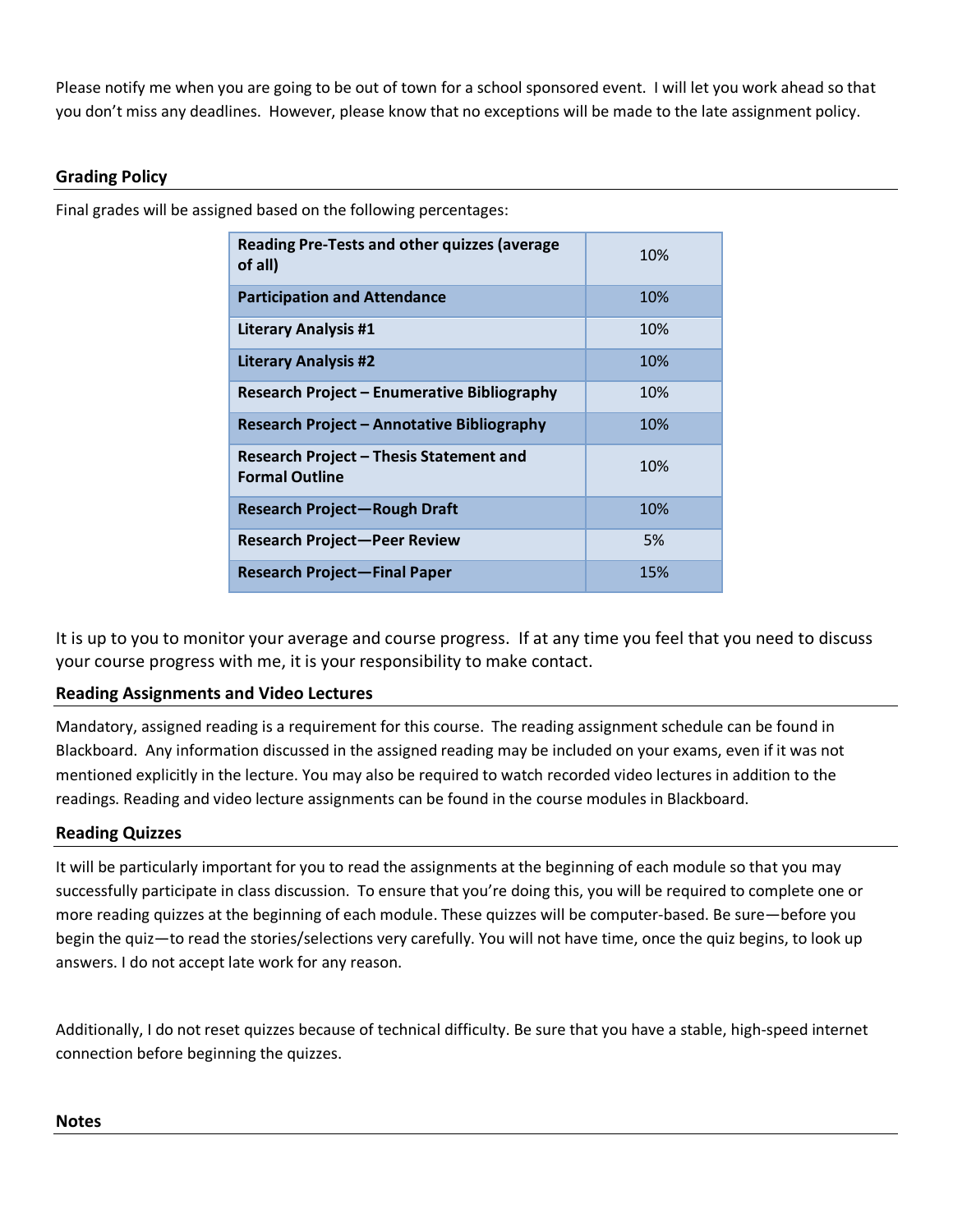Please notify me when you are going to be out of town for a school sponsored event. I will let you work ahead so that you don't miss any deadlines. However, please know that no exceptions will be made to the late assignment policy.

## Grading Policy

Final grades will be assigned based on the following percentages:

| Component | Percentage |
|---|---|
| **Reading Pre-Tests and other quizzes (average of all)** | 10% |
| **Participation and Attendance** | 10% |
| **Literary Analysis #1** | 10% |
| **Literary Analysis #2** | 10% |
| **Research Project – Enumerative Bibliography** | 10% |
| **Research Project – Annotative Bibliography** | 10% |
| **Research Project – Thesis Statement and Formal Outline** | 10% |
| **Research Project—Rough Draft** | 10% |
| **Research Project—Peer Review** | 5% |
| **Research Project—Final Paper** | 15% |

It is up to you to monitor your average and course progress. If at any time you feel that you need to discuss your course progress with me, it is your responsibility to make contact.

## Reading Assignments and Video Lectures

Mandatory, assigned reading is a requirement for this course. The reading assignment schedule can be found in Blackboard. Any information discussed in the assigned reading may be included on your exams, even if it was not mentioned explicitly in the lecture. You may also be required to watch recorded video lectures in addition to the readings. Reading and video lecture assignments can be found in the course modules in Blackboard.

## Reading Quizzes

It will be particularly important for you to read the assignments at the beginning of each module so that you may successfully participate in class discussion. To ensure that you're doing this, you will be required to complete one or more reading quizzes at the beginning of each module. These quizzes will be computer-based. Be sure—before you begin the quiz—to read the stories/selections very carefully. You will not have time, once the quiz begins, to look up answers. I do not accept late work for any reason.

Additionally, I do not reset quizzes because of technical difficulty. Be sure that you have a stable, high-speed internet connection before beginning the quizzes.

## Notes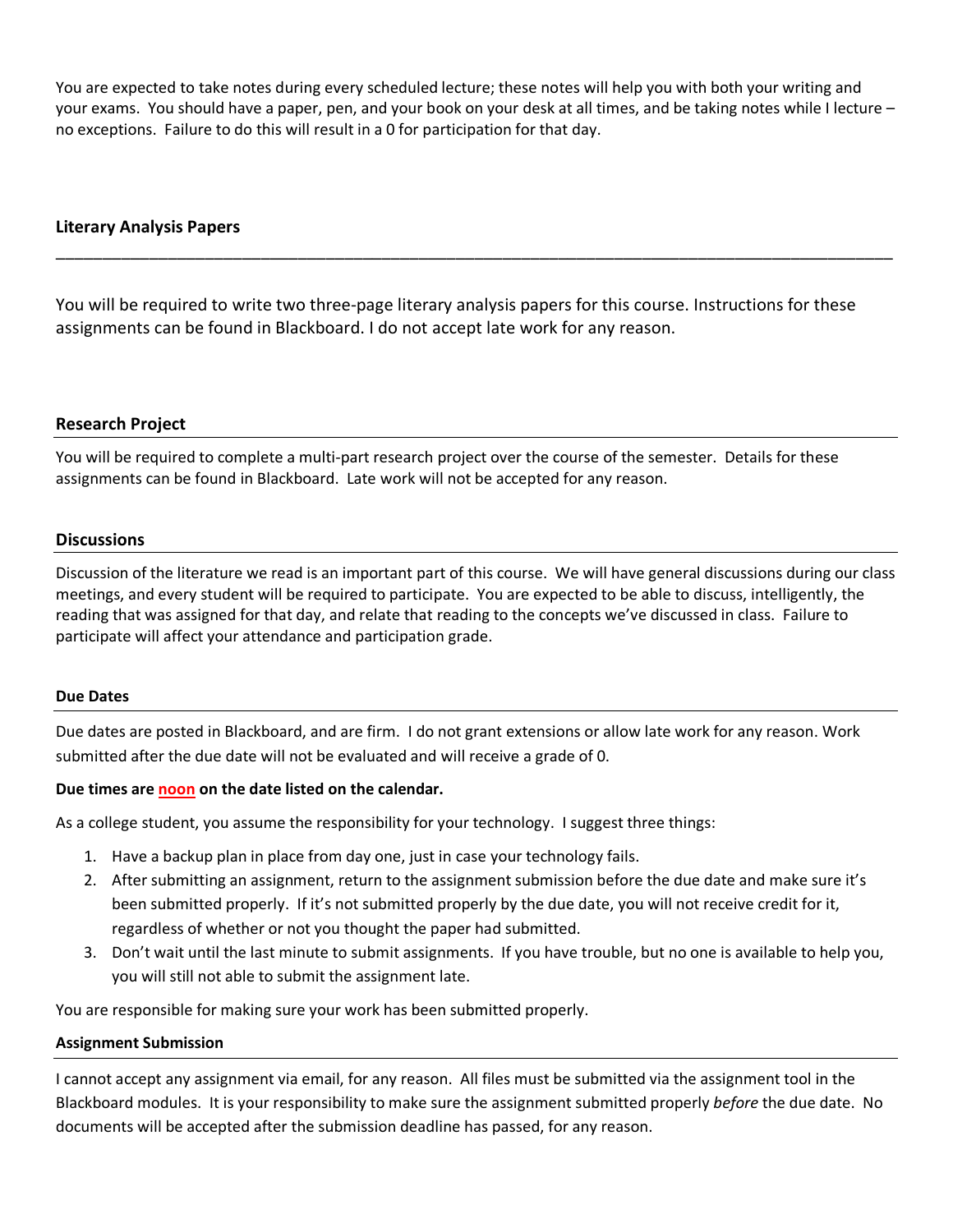You are expected to take notes during every scheduled lecture; these notes will help you with both your writing and your exams. You should have a paper, pen, and your book on your desk at all times, and be taking notes while I lecture – no exceptions. Failure to do this will result in a 0 for participation for that day.

## Literary Analysis Papers

You will be required to write two three-page literary analysis papers for this course. Instructions for these assignments can be found in Blackboard. I do not accept late work for any reason.

## Research Project

You will be required to complete a multi-part research project over the course of the semester. Details for these assignments can be found in Blackboard. Late work will not be accepted for any reason.

## Discussions

Discussion of the literature we read is an important part of this course. We will have general discussions during our class meetings, and every student will be required to participate. You are expected to be able to discuss, intelligently, the reading that was assigned for that day, and relate that reading to the concepts we've discussed in class. Failure to participate will affect your attendance and participation grade.

## Due Dates

Due dates are posted in Blackboard, and are firm. I do not grant extensions or allow late work for any reason. Work submitted after the due date will not be evaluated and will receive a grade of 0.

**Due times are noon on the date listed on the calendar.**

As a college student, you assume the responsibility for your technology. I suggest three things:

1. Have a backup plan in place from day one, just in case your technology fails.
2. After submitting an assignment, return to the assignment submission before the due date and make sure it's been submitted properly. If it's not submitted properly by the due date, you will not receive credit for it, regardless of whether or not you thought the paper had submitted.
3. Don't wait until the last minute to submit assignments. If you have trouble, but no one is available to help you, you will still not able to submit the assignment late.

You are responsible for making sure your work has been submitted properly.

## Assignment Submission

I cannot accept any assignment via email, for any reason. All files must be submitted via the assignment tool in the Blackboard modules. It is your responsibility to make sure the assignment submitted properly *before* the due date. No documents will be accepted after the submission deadline has passed, for any reason.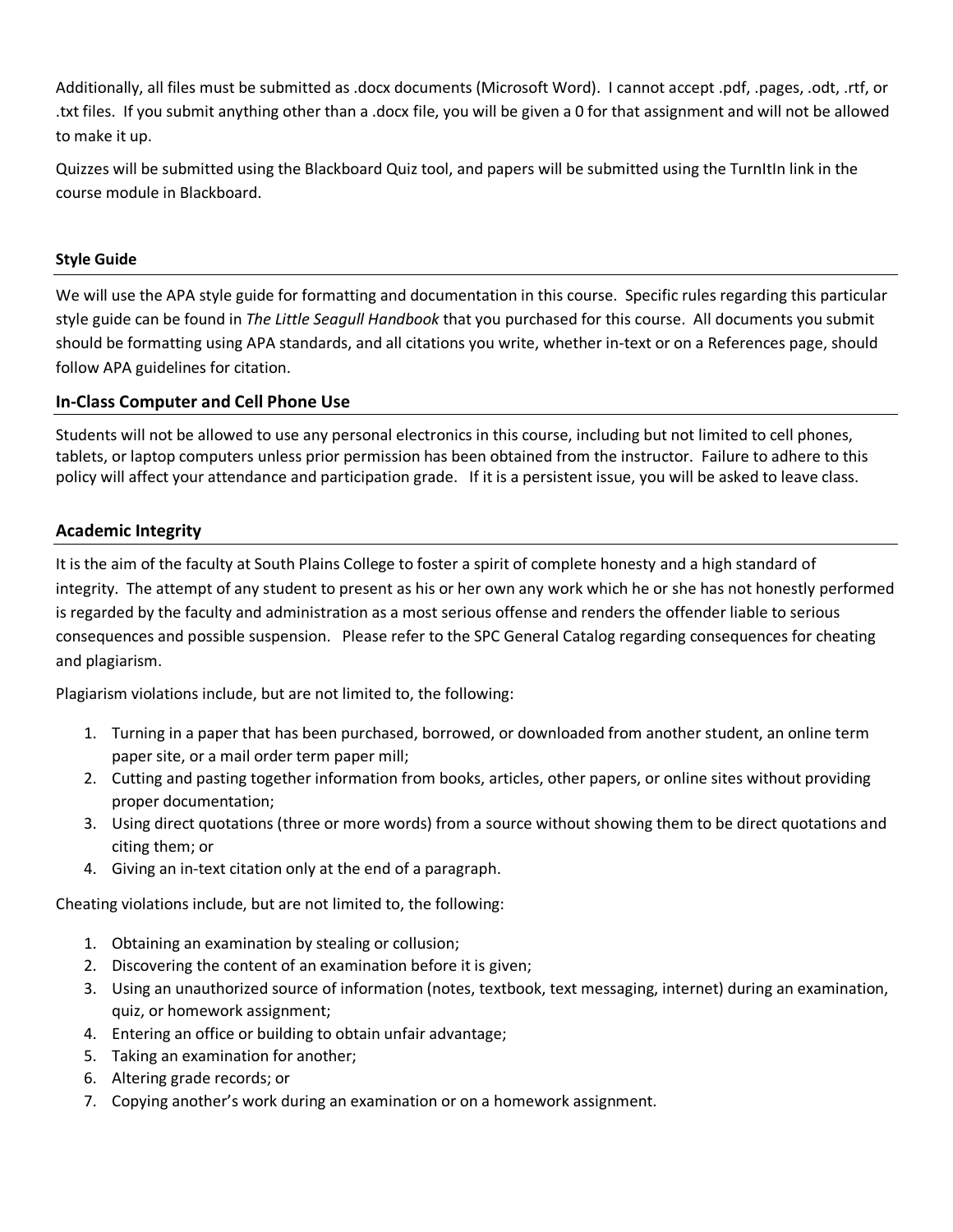Additionally, all files must be submitted as .docx documents (Microsoft Word). I cannot accept .pdf, .pages, .odt, .rtf, or .txt files. If you submit anything other than a .docx file, you will be given a 0 for that assignment and will not be allowed to make it up.

Quizzes will be submitted using the Blackboard Quiz tool, and papers will be submitted using the TurnItIn link in the course module in Blackboard.

#### Style Guide

We will use the APA style guide for formatting and documentation in this course. Specific rules regarding this particular style guide can be found in *The Little Seagull Handbook* that you purchased for this course. All documents you submit should be formatting using APA standards, and all citations you write, whether in-text or on a References page, should follow APA guidelines for citation.

### In-Class Computer and Cell Phone Use

Students will not be allowed to use any personal electronics in this course, including but not limited to cell phones, tablets, or laptop computers unless prior permission has been obtained from the instructor. Failure to adhere to this policy will affect your attendance and participation grade. If it is a persistent issue, you will be asked to leave class.

### Academic Integrity

It is the aim of the faculty at South Plains College to foster a spirit of complete honesty and a high standard of integrity. The attempt of any student to present as his or her own any work which he or she has not honestly performed is regarded by the faculty and administration as a most serious offense and renders the offender liable to serious consequences and possible suspension. Please refer to the SPC General Catalog regarding consequences for cheating and plagiarism.

Plagiarism violations include, but are not limited to, the following:

1. Turning in a paper that has been purchased, borrowed, or downloaded from another student, an online term paper site, or a mail order term paper mill;
2. Cutting and pasting together information from books, articles, other papers, or online sites without providing proper documentation;
3. Using direct quotations (three or more words) from a source without showing them to be direct quotations and citing them; or
4. Giving an in-text citation only at the end of a paragraph.

Cheating violations include, but are not limited to, the following:

1. Obtaining an examination by stealing or collusion;
2. Discovering the content of an examination before it is given;
3. Using an unauthorized source of information (notes, textbook, text messaging, internet) during an examination, quiz, or homework assignment;
4. Entering an office or building to obtain unfair advantage;
5. Taking an examination for another;
6. Altering grade records; or
7. Copying another's work during an examination or on a homework assignment.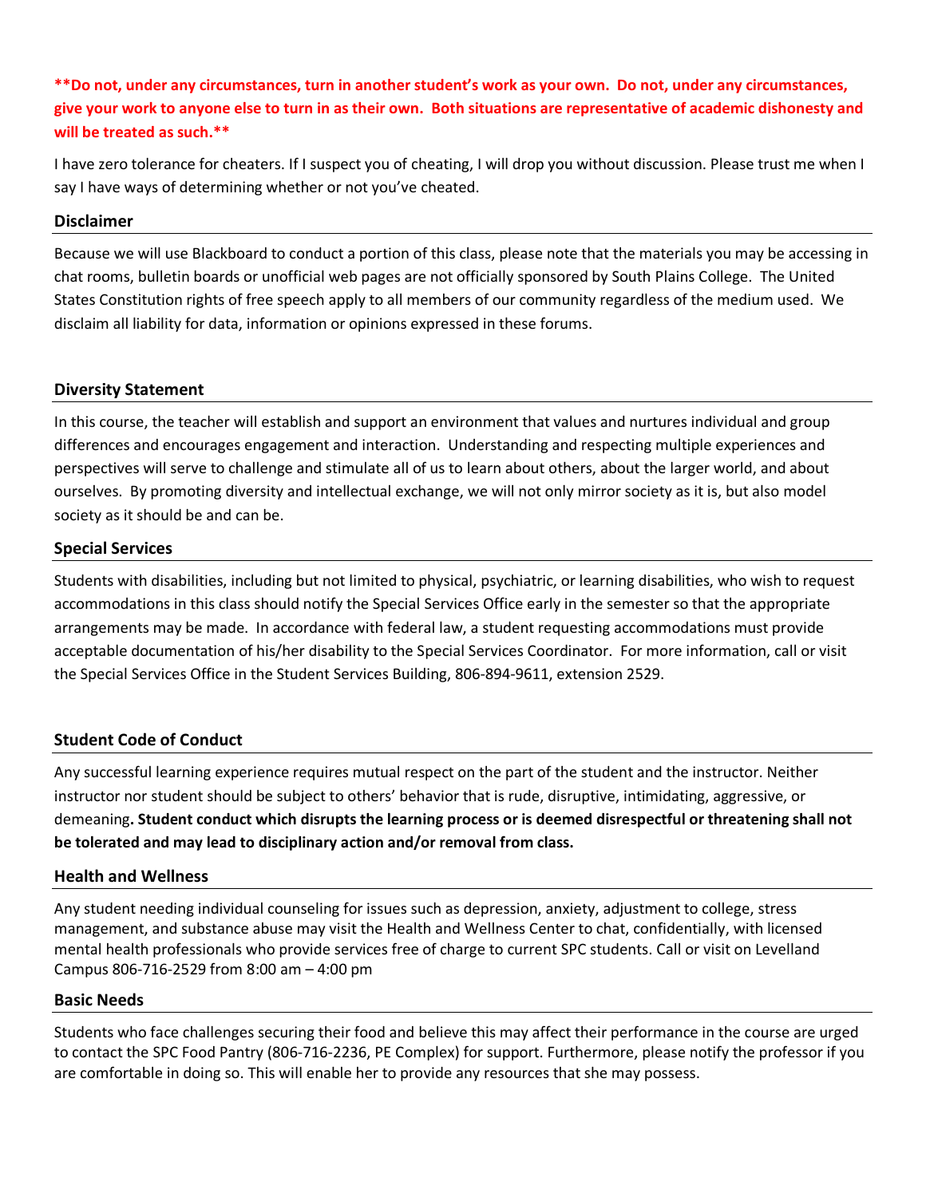**\*\*Do not, under any circumstances, turn in another student's work as your own. Do not, under any circumstances, give your work to anyone else to turn in as their own. Both situations are representative of academic dishonesty and will be treated as such.\*\***

I have zero tolerance for cheaters. If I suspect you of cheating, I will drop you without discussion. Please trust me when I say I have ways of determining whether or not you've cheated.

## Disclaimer

Because we will use Blackboard to conduct a portion of this class, please note that the materials you may be accessing in chat rooms, bulletin boards or unofficial web pages are not officially sponsored by South Plains College. The United States Constitution rights of free speech apply to all members of our community regardless of the medium used. We disclaim all liability for data, information or opinions expressed in these forums.

## Diversity Statement

In this course, the teacher will establish and support an environment that values and nurtures individual and group differences and encourages engagement and interaction. Understanding and respecting multiple experiences and perspectives will serve to challenge and stimulate all of us to learn about others, about the larger world, and about ourselves. By promoting diversity and intellectual exchange, we will not only mirror society as it is, but also model society as it should be and can be.

## Special Services

Students with disabilities, including but not limited to physical, psychiatric, or learning disabilities, who wish to request accommodations in this class should notify the Special Services Office early in the semester so that the appropriate arrangements may be made. In accordance with federal law, a student requesting accommodations must provide acceptable documentation of his/her disability to the Special Services Coordinator. For more information, call or visit the Special Services Office in the Student Services Building, 806-894-9611, extension 2529.

## Student Code of Conduct

Any successful learning experience requires mutual respect on the part of the student and the instructor. Neither instructor nor student should be subject to others' behavior that is rude, disruptive, intimidating, aggressive, or demeaning**. Student conduct which disrupts the learning process or is deemed disrespectful or threatening shall not be tolerated and may lead to disciplinary action and/or removal from class.**

## Health and Wellness

Any student needing individual counseling for issues such as depression, anxiety, adjustment to college, stress management, and substance abuse may visit the Health and Wellness Center to chat, confidentially, with licensed mental health professionals who provide services free of charge to current SPC students. Call or visit on Levelland Campus 806-716-2529 from 8:00 am – 4:00 pm

## Basic Needs

Students who face challenges securing their food and believe this may affect their performance in the course are urged to contact the SPC Food Pantry (806-716-2236, PE Complex) for support. Furthermore, please notify the professor if you are comfortable in doing so. This will enable her to provide any resources that she may possess.